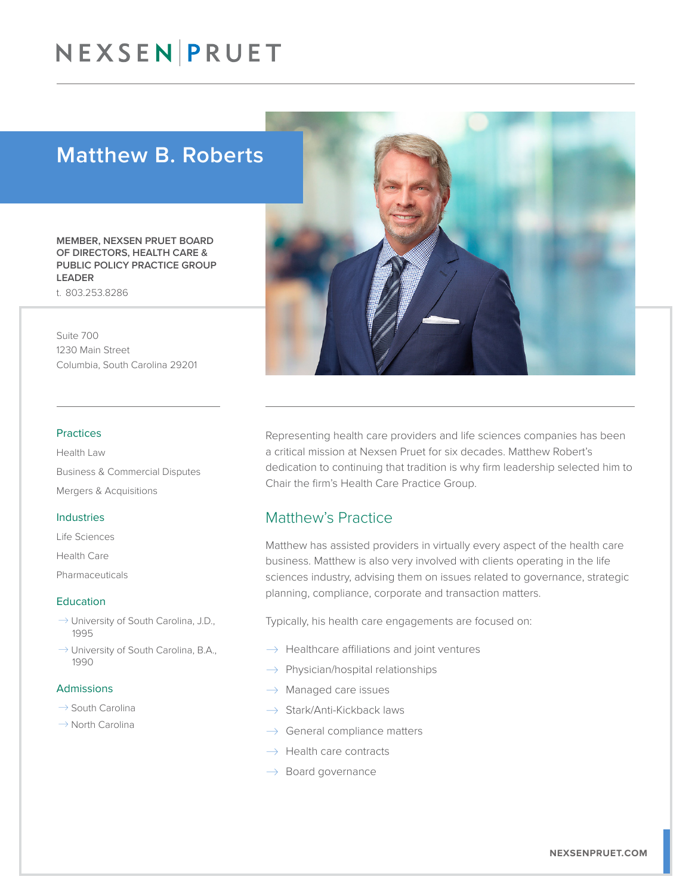NEXSEN PRUET

# Matthew B. Roberts

**MEMBER, NEXSEN PRUET BOARD OF DIRECTORS, HEALTH CARE & PUBLIC POLICY PRACTICE GROUP LEADER**

t. 803.253.8286

Suite 700
1230 Main Street
Columbia, South Carolina 29201

### Practices

Health Law

Business & Commercial Disputes

Mergers & Acquisitions

### Industries

Life Sciences

Health Care

Pharmaceuticals

### Education

- University of South Carolina, J.D., 1995
- University of South Carolina, B.A., 1990

### Admissions

- South Carolina
- North Carolina

Representing health care providers and life sciences companies has been a critical mission at Nexsen Pruet for six decades. Matthew Robert's dedication to continuing that tradition is why firm leadership selected him to Chair the firm's Health Care Practice Group.

## Matthew's Practice

Matthew has assisted providers in virtually every aspect of the health care business. Matthew is also very involved with clients operating in the life sciences industry, advising them on issues related to governance, strategic planning, compliance, corporate and transaction matters.

Typically, his health care engagements are focused on:

- Healthcare affiliations and joint ventures
- Physician/hospital relationships
- Managed care issues
- Stark/Anti-Kickback laws
- General compliance matters
- Health care contracts
- Board governance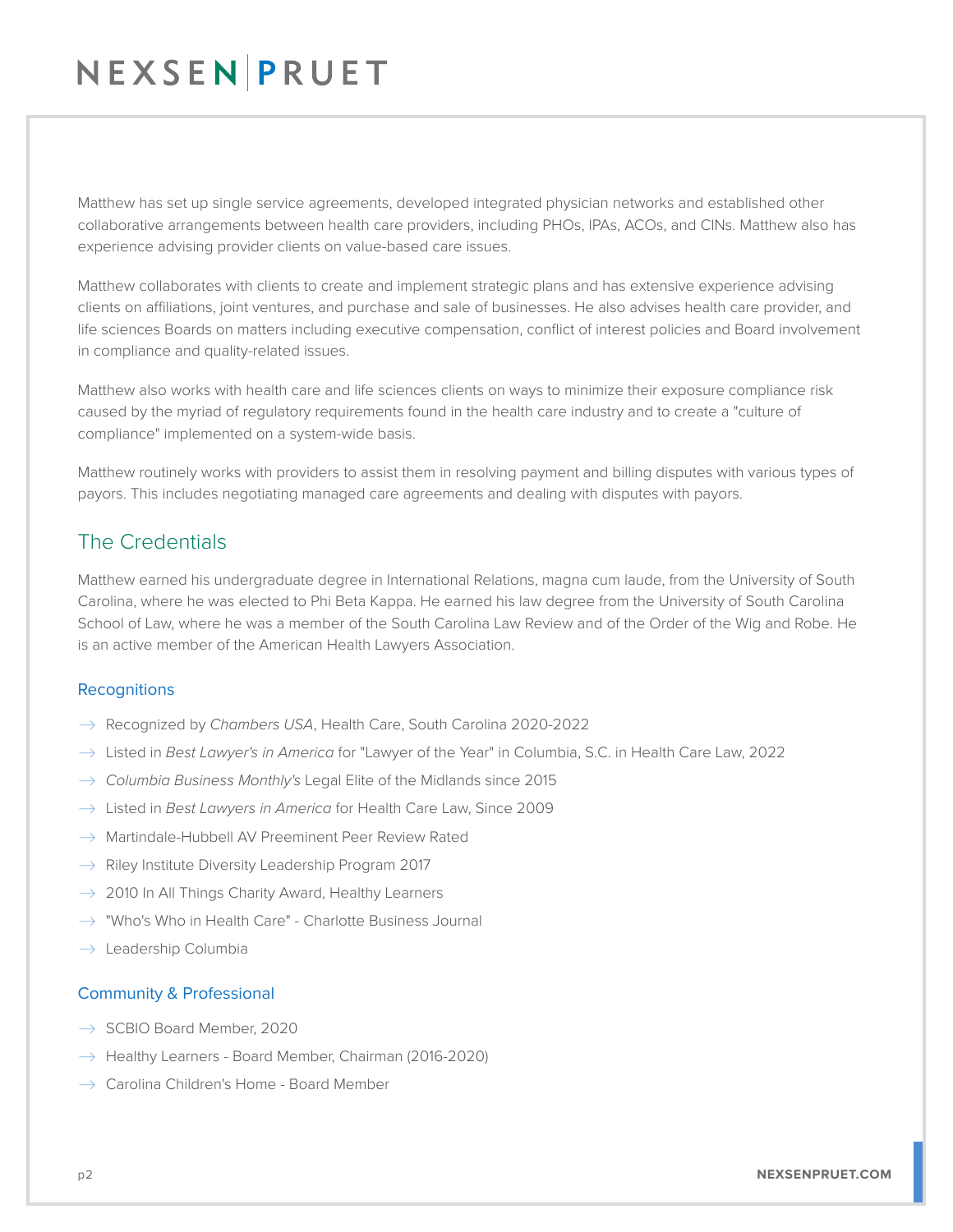Matthew has set up single service agreements, developed integrated physician networks and established other collaborative arrangements between health care providers, including PHOs, IPAs, ACOs, and CINs. Matthew also has experience advising provider clients on value-based care issues.

Matthew collaborates with clients to create and implement strategic plans and has extensive experience advising clients on affiliations, joint ventures, and purchase and sale of businesses. He also advises health care provider, and life sciences Boards on matters including executive compensation, conflict of interest policies and Board involvement in compliance and quality-related issues.

Matthew also works with health care and life sciences clients on ways to minimize their exposure compliance risk caused by the myriad of regulatory requirements found in the health care industry and to create a "culture of compliance" implemented on a system-wide basis.

Matthew routinely works with providers to assist them in resolving payment and billing disputes with various types of payors. This includes negotiating managed care agreements and dealing with disputes with payors.

## The Credentials

Matthew earned his undergraduate degree in International Relations, magna cum laude, from the University of South Carolina, where he was elected to Phi Beta Kappa. He earned his law degree from the University of South Carolina School of Law, where he was a member of the South Carolina Law Review and of the Order of the Wig and Robe. He is an active member of the American Health Lawyers Association.

### Recognitions

- Recognized by *Chambers USA*, Health Care, South Carolina 2020-2022
- Listed in *Best Lawyer's in America* for "Lawyer of the Year" in Columbia, S.C. in Health Care Law, 2022
- *Columbia Business Monthly's* Legal Elite of the Midlands since 2015
- Listed in *Best Lawyers in America* for Health Care Law, Since 2009
- Martindale-Hubbell AV Preeminent Peer Review Rated
- Riley Institute Diversity Leadership Program 2017
- 2010 In All Things Charity Award, Healthy Learners
- "Who's Who in Health Care" - Charlotte Business Journal
- Leadership Columbia

### Community & Professional

- SCBIO Board Member, 2020
- Healthy Learners - Board Member, Chairman (2016-2020)
- Carolina Children's Home - Board Member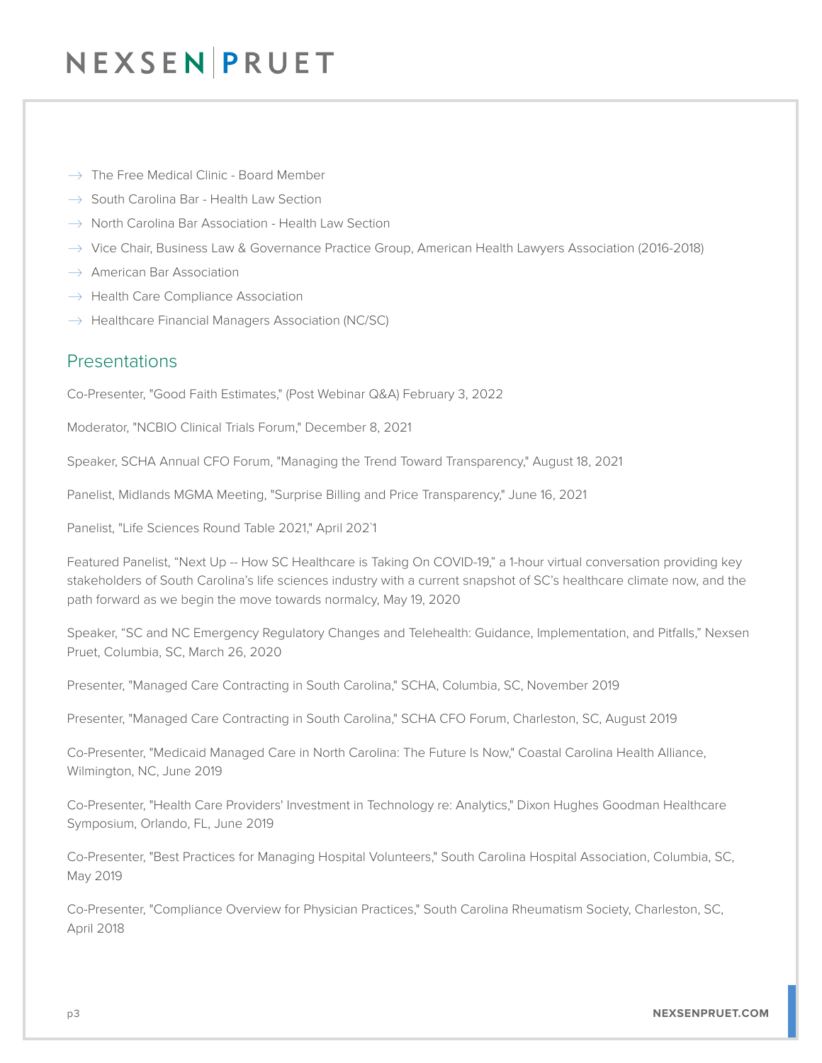- The Free Medical Clinic - Board Member
- South Carolina Bar - Health Law Section
- North Carolina Bar Association - Health Law Section
- Vice Chair, Business Law & Governance Practice Group, American Health Lawyers Association (2016-2018)
- American Bar Association
- Health Care Compliance Association
- Healthcare Financial Managers Association (NC/SC)

## Presentations

Co-Presenter, "Good Faith Estimates," (Post Webinar Q&A) February 3, 2022

Moderator, "NCBIO Clinical Trials Forum," December 8, 2021

Speaker, SCHA Annual CFO Forum, "Managing the Trend Toward Transparency," August 18, 2021

Panelist, Midlands MGMA Meeting, "Surprise Billing and Price Transparency," June 16, 2021

Panelist, "Life Sciences Round Table 2021," April 202`1

Featured Panelist, "Next Up -- How SC Healthcare is Taking On COVID-19," a 1-hour virtual conversation providing key stakeholders of South Carolina's life sciences industry with a current snapshot of SC's healthcare climate now, and the path forward as we begin the move towards normalcy, May 19, 2020

Speaker, "SC and NC Emergency Regulatory Changes and Telehealth: Guidance, Implementation, and Pitfalls," Nexsen Pruet, Columbia, SC, March 26, 2020

Presenter, "Managed Care Contracting in South Carolina," SCHA, Columbia, SC, November 2019

Presenter, "Managed Care Contracting in South Carolina," SCHA CFO Forum, Charleston, SC, August 2019

Co-Presenter, "Medicaid Managed Care in North Carolina: The Future Is Now," Coastal Carolina Health Alliance, Wilmington, NC, June 2019

Co-Presenter, "Health Care Providers' Investment in Technology re: Analytics," Dixon Hughes Goodman Healthcare Symposium, Orlando, FL, June 2019

Co-Presenter, "Best Practices for Managing Hospital Volunteers," South Carolina Hospital Association, Columbia, SC, May 2019

Co-Presenter, "Compliance Overview for Physician Practices," South Carolina Rheumatism Society, Charleston, SC, April 2018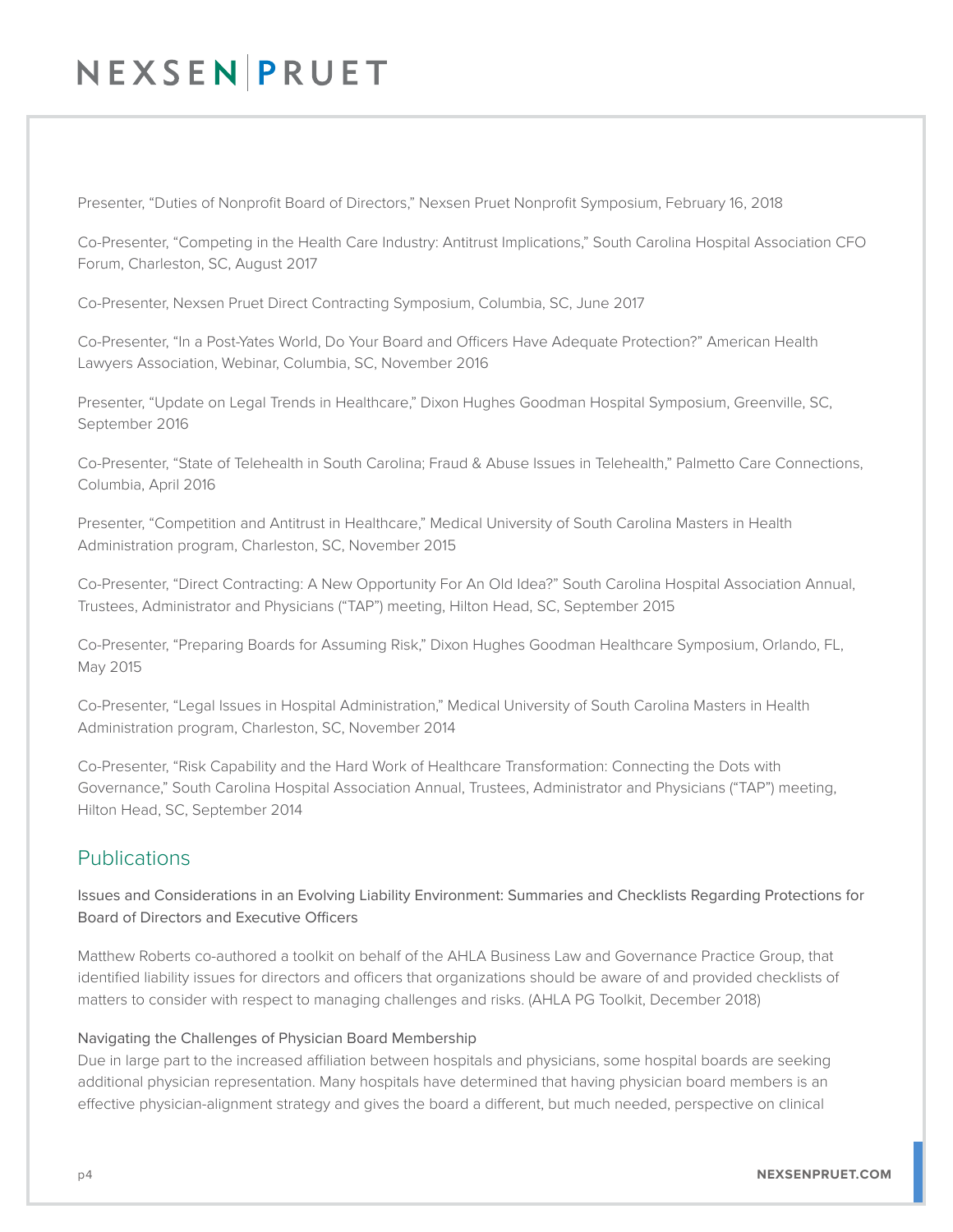Presenter, “Duties of Nonprofit Board of Directors,” Nexsen Pruet Nonprofit Symposium, February 16, 2018

Co-Presenter, “Competing in the Health Care Industry: Antitrust Implications,” South Carolina Hospital Association CFO Forum, Charleston, SC, August 2017

Co-Presenter, Nexsen Pruet Direct Contracting Symposium, Columbia, SC, June 2017

Co-Presenter, “In a Post-Yates World, Do Your Board and Officers Have Adequate Protection?” American Health Lawyers Association, Webinar, Columbia, SC, November 2016

Presenter, “Update on Legal Trends in Healthcare,” Dixon Hughes Goodman Hospital Symposium, Greenville, SC, September 2016

Co-Presenter, “State of Telehealth in South Carolina; Fraud & Abuse Issues in Telehealth,” Palmetto Care Connections, Columbia, April 2016

Presenter, “Competition and Antitrust in Healthcare,” Medical University of South Carolina Masters in Health Administration program, Charleston, SC, November 2015

Co-Presenter, “Direct Contracting: A New Opportunity For An Old Idea?” South Carolina Hospital Association Annual, Trustees, Administrator and Physicians (“TAP”) meeting, Hilton Head, SC, September 2015

Co-Presenter, “Preparing Boards for Assuming Risk,” Dixon Hughes Goodman Healthcare Symposium, Orlando, FL, May 2015

Co-Presenter, “Legal Issues in Hospital Administration,” Medical University of South Carolina Masters in Health Administration program, Charleston, SC, November 2014

Co-Presenter, “Risk Capability and the Hard Work of Healthcare Transformation: Connecting the Dots with Governance,” South Carolina Hospital Association Annual, Trustees, Administrator and Physicians (“TAP”) meeting, Hilton Head, SC, September 2014

## Publications

### Issues and Considerations in an Evolving Liability Environment: Summaries and Checklists Regarding Protections for Board of Directors and Executive Officers

Matthew Roberts co-authored a toolkit on behalf of the AHLA Business Law and Governance Practice Group, that identified liability issues for directors and officers that organizations should be aware of and provided checklists of matters to consider with respect to managing challenges and risks. (AHLA PG Toolkit, December 2018)

### Navigating the Challenges of Physician Board Membership

Due in large part to the increased affiliation between hospitals and physicians, some hospital boards are seeking additional physician representation. Many hospitals have determined that having physician board members is an effective physician-alignment strategy and gives the board a different, but much needed, perspective on clinical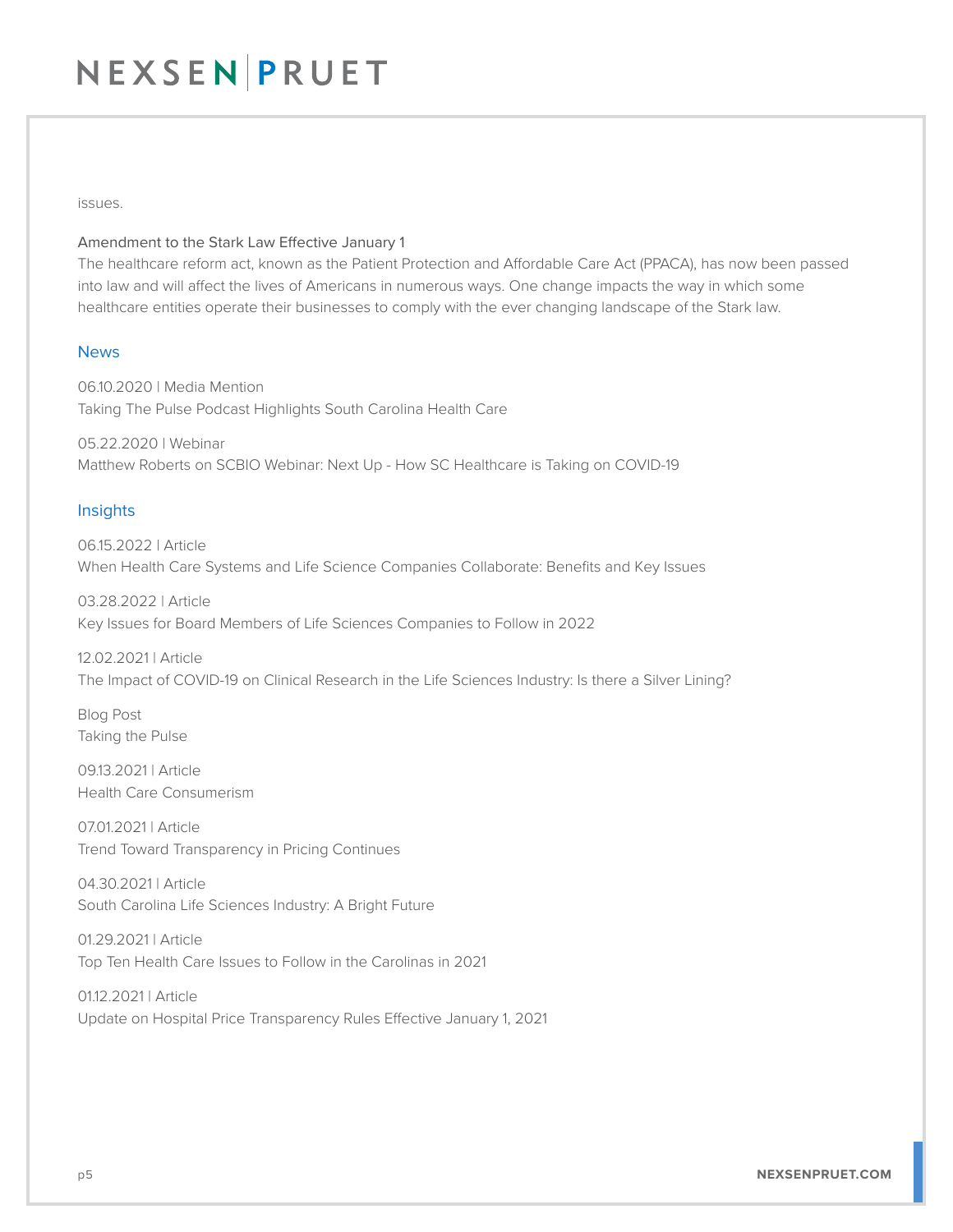issues.

Amendment to the Stark Law Effective January 1
The healthcare reform act, known as the Patient Protection and Affordable Care Act (PPACA), has now been passed into law and will affect the lives of Americans in numerous ways. One change impacts the way in which some healthcare entities operate their businesses to comply with the ever changing landscape of the Stark law.

## News

06.10.2020 | Media Mention
Taking The Pulse Podcast Highlights South Carolina Health Care

05.22.2020 | Webinar
Matthew Roberts on SCBIO Webinar: Next Up - How SC Healthcare is Taking on COVID-19

## Insights

06.15.2022 | Article
When Health Care Systems and Life Science Companies Collaborate: Benefits and Key Issues

03.28.2022 | Article
Key Issues for Board Members of Life Sciences Companies to Follow in 2022

12.02.2021 | Article
The Impact of COVID-19 on Clinical Research in the Life Sciences Industry: Is there a Silver Lining?

Blog Post
Taking the Pulse

09.13.2021 | Article
Health Care Consumerism

07.01.2021 | Article
Trend Toward Transparency in Pricing Continues

04.30.2021 | Article
South Carolina Life Sciences Industry: A Bright Future

01.29.2021 | Article
Top Ten Health Care Issues to Follow in the Carolinas in 2021

01.12.2021 | Article
Update on Hospital Price Transparency Rules Effective January 1, 2021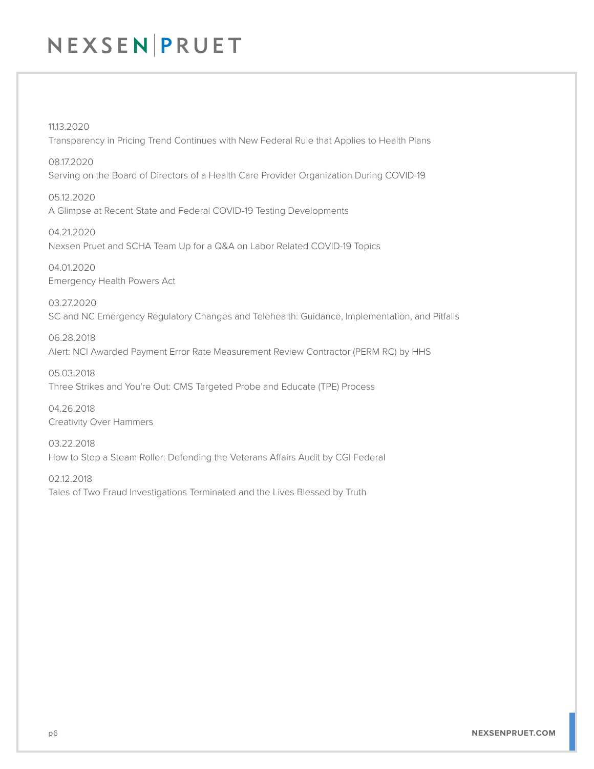11.13.2020
Transparency in Pricing Trend Continues with New Federal Rule that Applies to Health Plans

08.17.2020
Serving on the Board of Directors of a Health Care Provider Organization During COVID-19

05.12.2020
A Glimpse at Recent State and Federal COVID-19 Testing Developments

04.21.2020
Nexsen Pruet and SCHA Team Up for a Q&A on Labor Related COVID-19 Topics

04.01.2020
Emergency Health Powers Act

03.27.2020
SC and NC Emergency Regulatory Changes and Telehealth: Guidance, Implementation, and Pitfalls

06.28.2018
Alert: NCI Awarded Payment Error Rate Measurement Review Contractor (PERM RC) by HHS

05.03.2018
Three Strikes and You're Out: CMS Targeted Probe and Educate (TPE) Process

04.26.2018
Creativity Over Hammers

03.22.2018
How to Stop a Steam Roller: Defending the Veterans Affairs Audit by CGI Federal

02.12.2018
Tales of Two Fraud Investigations Terminated and the Lives Blessed by Truth